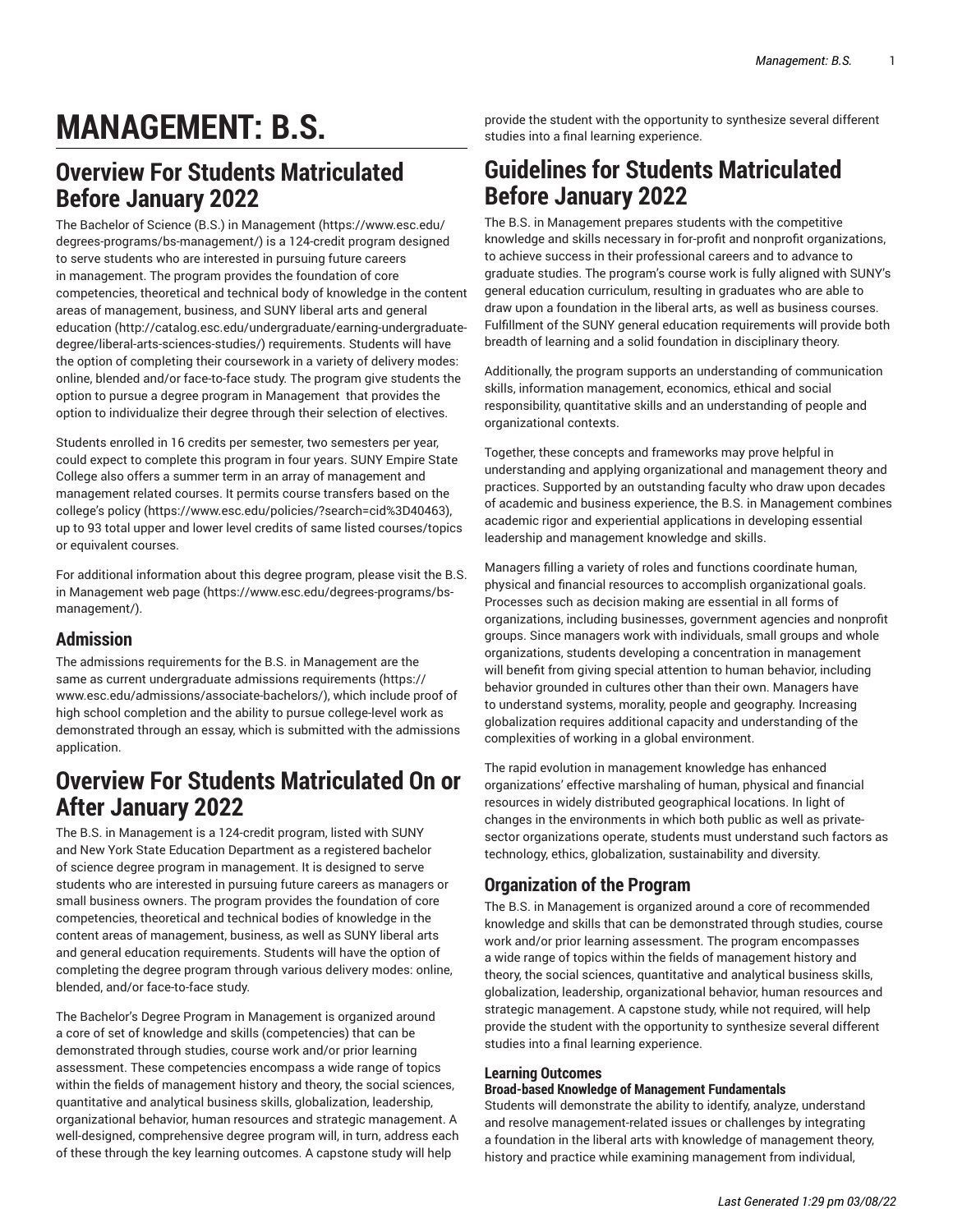# MANAGEMENT: B.S.

## Overview For Students Matriculated Before January 2022

The Bachelor of Science (B.S.) in Management (https://www.esc.edu/degrees-programs/bs-management/) is a 124-credit program designed to serve students who are interested in pursuing future careers in management. The program provides the foundation of core competencies, theoretical and technical body of knowledge in the content areas of management, business, and SUNY liberal arts and general education (http://catalog.esc.edu/undergraduate/earning-undergraduate-degree/liberal-arts-sciences-studies/) requirements. Students will have the option of completing their coursework in a variety of delivery modes: online, blended and/or face-to-face study. The program give students the option to pursue a degree program in Management that provides the option to individualize their degree through their selection of electives.

Students enrolled in 16 credits per semester, two semesters per year, could expect to complete this program in four years. SUNY Empire State College also offers a summer term in an array of management and management related courses. It permits course transfers based on the college's policy (https://www.esc.edu/policies/?search=cid%3D40463), up to 93 total upper and lower level credits of same listed courses/topics or equivalent courses.

For additional information about this degree program, please visit the B.S. in Management web page (https://www.esc.edu/degrees-programs/bs-management/).

### Admission

The admissions requirements for the B.S. in Management are the same as current undergraduate admissions requirements (https://www.esc.edu/admissions/associate-bachelors/), which include proof of high school completion and the ability to pursue college-level work as demonstrated through an essay, which is submitted with the admissions application.

## Overview For Students Matriculated On or After January 2022

The B.S. in Management is a 124-credit program, listed with SUNY and New York State Education Department as a registered bachelor of science degree program in management. It is designed to serve students who are interested in pursuing future careers as managers or small business owners. The program provides the foundation of core competencies, theoretical and technical bodies of knowledge in the content areas of management, business, as well as SUNY liberal arts and general education requirements. Students will have the option of completing the degree program through various delivery modes: online, blended, and/or face-to-face study.

The Bachelor's Degree Program in Management is organized around a core of set of knowledge and skills (competencies) that can be demonstrated through studies, course work and/or prior learning assessment. These competencies encompass a wide range of topics within the fields of management history and theory, the social sciences, quantitative and analytical business skills, globalization, leadership, organizational behavior, human resources and strategic management. A well-designed, comprehensive degree program will, in turn, address each of these through the key learning outcomes. A capstone study will help provide the student with the opportunity to synthesize several different studies into a final learning experience.

## Guidelines for Students Matriculated Before January 2022

The B.S. in Management prepares students with the competitive knowledge and skills necessary in for-profit and nonprofit organizations, to achieve success in their professional careers and to advance to graduate studies. The program's course work is fully aligned with SUNY's general education curriculum, resulting in graduates who are able to draw upon a foundation in the liberal arts, as well as business courses. Fulfillment of the SUNY general education requirements will provide both breadth of learning and a solid foundation in disciplinary theory.

Additionally, the program supports an understanding of communication skills, information management, economics, ethical and social responsibility, quantitative skills and an understanding of people and organizational contexts.

Together, these concepts and frameworks may prove helpful in understanding and applying organizational and management theory and practices. Supported by an outstanding faculty who draw upon decades of academic and business experience, the B.S. in Management combines academic rigor and experiential applications in developing essential leadership and management knowledge and skills.

Managers filling a variety of roles and functions coordinate human, physical and financial resources to accomplish organizational goals. Processes such as decision making are essential in all forms of organizations, including businesses, government agencies and nonprofit groups. Since managers work with individuals, small groups and whole organizations, students developing a concentration in management will benefit from giving special attention to human behavior, including behavior grounded in cultures other than their own. Managers have to understand systems, morality, people and geography. Increasing globalization requires additional capacity and understanding of the complexities of working in a global environment.

The rapid evolution in management knowledge has enhanced organizations' effective marshaling of human, physical and financial resources in widely distributed geographical locations. In light of changes in the environments in which both public as well as private-sector organizations operate, students must understand such factors as technology, ethics, globalization, sustainability and diversity.

### Organization of the Program

The B.S. in Management is organized around a core of recommended knowledge and skills that can be demonstrated through studies, course work and/or prior learning assessment. The program encompasses a wide range of topics within the fields of management history and theory, the social sciences, quantitative and analytical business skills, globalization, leadership, organizational behavior, human resources and strategic management. A capstone study, while not required, will help provide the student with the opportunity to synthesize several different studies into a final learning experience.

#### Learning Outcomes

**Broad-based Knowledge of Management Fundamentals**

Students will demonstrate the ability to identify, analyze, understand and resolve management-related issues or challenges by integrating a foundation in the liberal arts with knowledge of management theory, history and practice while examining management from individual,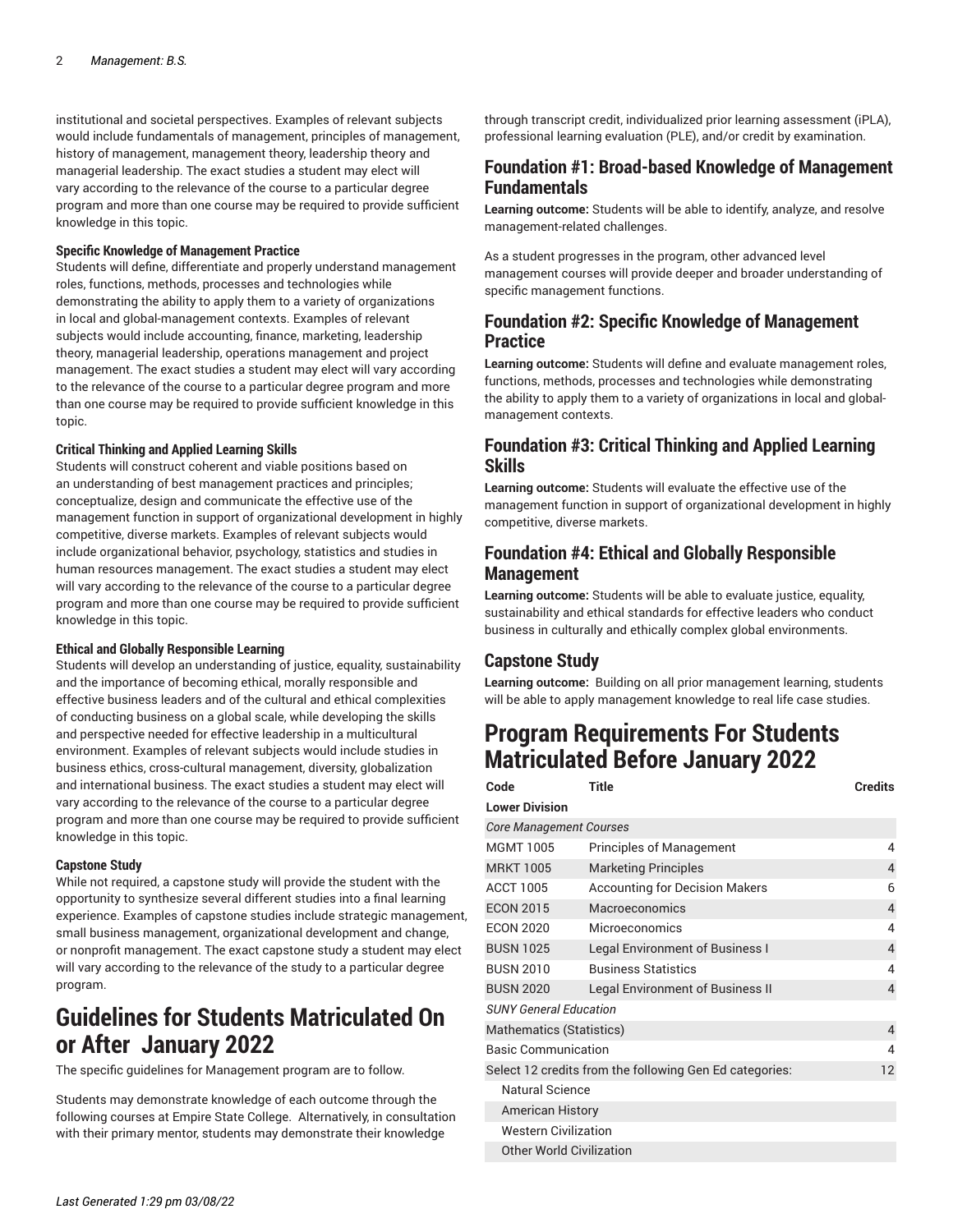institutional and societal perspectives. Examples of relevant subjects would include fundamentals of management, principles of management, history of management, management theory, leadership theory and managerial leadership. The exact studies a student may elect will vary according to the relevance of the course to a particular degree program and more than one course may be required to provide sufficient knowledge in this topic.

#### Specific Knowledge of Management Practice

Students will define, differentiate and properly understand management roles, functions, methods, processes and technologies while demonstrating the ability to apply them to a variety of organizations in local and global-management contexts. Examples of relevant subjects would include accounting, finance, marketing, leadership theory, managerial leadership, operations management and project management. The exact studies a student may elect will vary according to the relevance of the course to a particular degree program and more than one course may be required to provide sufficient knowledge in this topic.

#### Critical Thinking and Applied Learning Skills

Students will construct coherent and viable positions based on an understanding of best management practices and principles; conceptualize, design and communicate the effective use of the management function in support of organizational development in highly competitive, diverse markets. Examples of relevant subjects would include organizational behavior, psychology, statistics and studies in human resources management. The exact studies a student may elect will vary according to the relevance of the course to a particular degree program and more than one course may be required to provide sufficient knowledge in this topic.

#### Ethical and Globally Responsible Learning

Students will develop an understanding of justice, equality, sustainability and the importance of becoming ethical, morally responsible and effective business leaders and of the cultural and ethical complexities of conducting business on a global scale, while developing the skills and perspective needed for effective leadership in a multicultural environment. Examples of relevant subjects would include studies in business ethics, cross-cultural management, diversity, globalization and international business. The exact studies a student may elect will vary according to the relevance of the course to a particular degree program and more than one course may be required to provide sufficient knowledge in this topic.

#### Capstone Study

While not required, a capstone study will provide the student with the opportunity to synthesize several different studies into a final learning experience. Examples of capstone studies include strategic management, small business management, organizational development and change, or nonprofit management. The exact capstone study a student may elect will vary according to the relevance of the study to a particular degree program.

## Guidelines for Students Matriculated On or After January 2022

The specific guidelines for Management program are to follow.

Students may demonstrate knowledge of each outcome through the following courses at Empire State College. Alternatively, in consultation with their primary mentor, students may demonstrate their knowledge through transcript credit, individualized prior learning assessment (iPLA), professional learning evaluation (PLE), and/or credit by examination.

### Foundation #1: Broad-based Knowledge of Management Fundamentals

**Learning outcome:** Students will be able to identify, analyze, and resolve management-related challenges.

As a student progresses in the program, other advanced level management courses will provide deeper and broader understanding of specific management functions.

### Foundation #2: Specific Knowledge of Management Practice

**Learning outcome:** Students will define and evaluate management roles, functions, methods, processes and technologies while demonstrating the ability to apply them to a variety of organizations in local and global-management contexts.

### Foundation #3: Critical Thinking and Applied Learning Skills

**Learning outcome:** Students will evaluate the effective use of the management function in support of organizational development in highly competitive, diverse markets.

### Foundation #4: Ethical and Globally Responsible Management

**Learning outcome:** Students will be able to evaluate justice, equality, sustainability and ethical standards for effective leaders who conduct business in culturally and ethically complex global environments.

### Capstone Study

**Learning outcome:** Building on all prior management learning, students will be able to apply management knowledge to real life case studies.

## Program Requirements For Students Matriculated Before January 2022

| Code | Title | Credits |
|---|---|---|
| **Lower Division** | | |
| *Core Management Courses* | | |
| MGMT 1005 | Principles of Management | 4 |
| MRKT 1005 | Marketing Principles | 4 |
| ACCT 1005 | Accounting for Decision Makers | 6 |
| ECON 2015 | Macroeconomics | 4 |
| ECON 2020 | Microeconomics | 4 |
| BUSN 1025 | Legal Environment of Business I | 4 |
| BUSN 2010 | Business Statistics | 4 |
| BUSN 2020 | Legal Environment of Business II | 4 |
| *SUNY General Education* | | |
| Mathematics (Statistics) | | 4 |
| Basic Communication | | 4 |
| Select 12 credits from the following Gen Ed categories: | | 12 |
| Natural Science | | |
| American History | | |
| Western Civilization | | |
| Other World Civilization | | |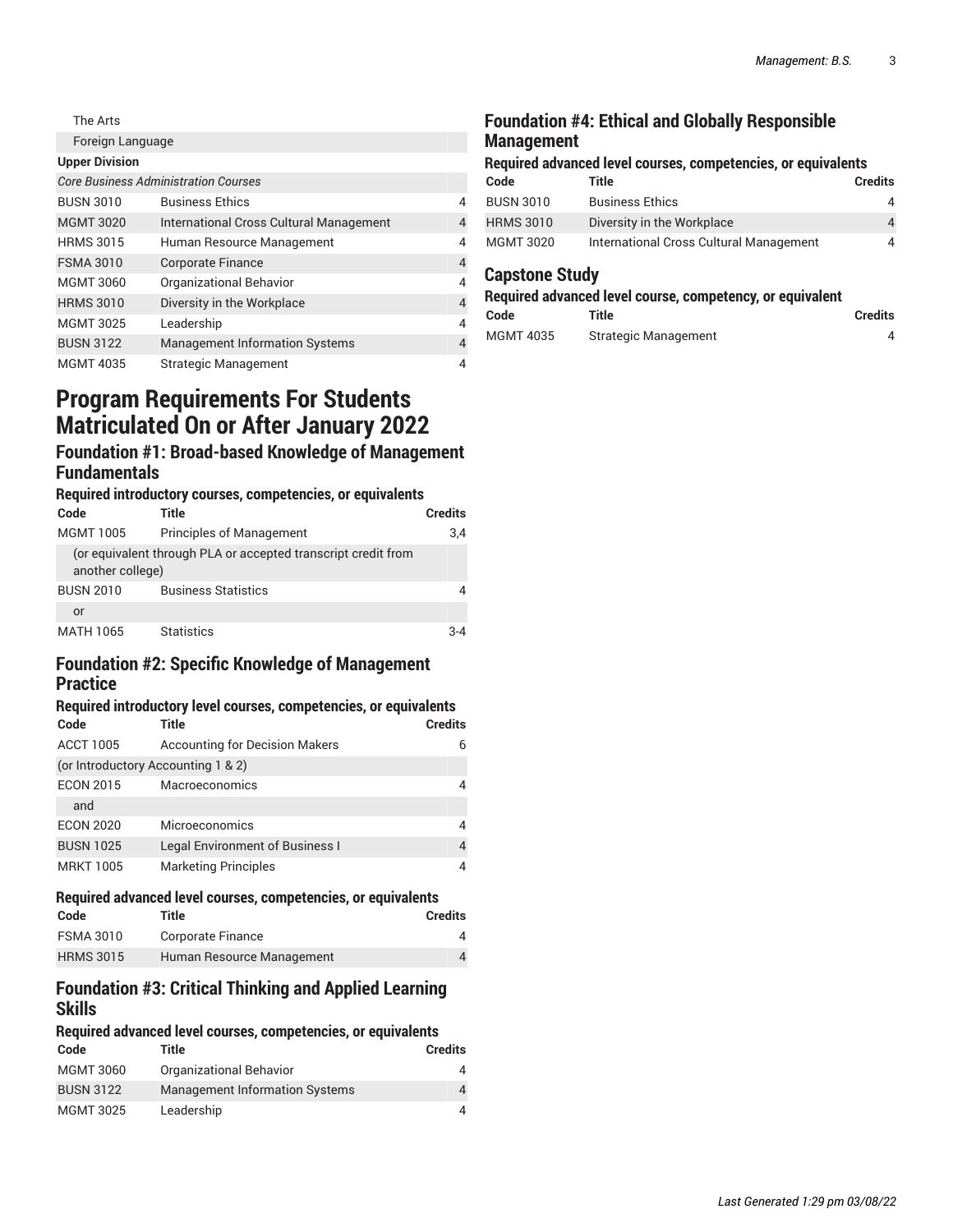| | | |
|---|---|---|
| The Arts | | |
| Foreign Language | | |
| **Upper Division** | | |
| *Core Business Administration Courses* | | |
| BUSN 3010 | Business Ethics | 4 |
| MGMT 3020 | International Cross Cultural Management | 4 |
| HRMS 3015 | Human Resource Management | 4 |
| FSMA 3010 | Corporate Finance | 4 |
| MGMT 3060 | Organizational Behavior | 4 |
| HRMS 3010 | Diversity in the Workplace | 4 |
| MGMT 3025 | Leadership | 4 |
| BUSN 3122 | Management Information Systems | 4 |
| MGMT 4035 | Strategic Management | 4 |

# Program Requirements For Students Matriculated On or After January 2022

## Foundation #1: Broad-based Knowledge of Management Fundamentals

### Required introductory courses, competencies, or equivalents

| Code | Title | Credits |
|---|---|---|
| MGMT 1005 | Principles of Management | 3,4 |
| (or equivalent through PLA or accepted transcript credit from another college) | | |
| BUSN 2010 | Business Statistics | 4 |
| or | | |
| MATH 1065 | Statistics | 3-4 |

## Foundation #2: Specific Knowledge of Management Practice

### Required introductory level courses, competencies, or equivalents

| Code | Title | Credits |
|---|---|---|
| ACCT 1005 | Accounting for Decision Makers | 6 |
| (or Introductory Accounting 1 & 2) | | |
| ECON 2015 | Macroeconomics | 4 |
| and | | |
| ECON 2020 | Microeconomics | 4 |
| BUSN 1025 | Legal Environment of Business I | 4 |
| MRKT 1005 | Marketing Principles | 4 |

### Required advanced level courses, competencies, or equivalents

| Code | Title | Credits |
|---|---|---|
| FSMA 3010 | Corporate Finance | 4 |
| HRMS 3015 | Human Resource Management | 4 |

## Foundation #3: Critical Thinking and Applied Learning Skills

### Required advanced level courses, competencies, or equivalents

| Code | Title | Credits |
|---|---|---|
| MGMT 3060 | Organizational Behavior | 4 |
| BUSN 3122 | Management Information Systems | 4 |
| MGMT 3025 | Leadership | 4 |

## Foundation #4: Ethical and Globally Responsible Management

### Required advanced level courses, competencies, or equivalents

| Code | Title | Credits |
|---|---|---|
| BUSN 3010 | Business Ethics | 4 |
| HRMS 3010 | Diversity in the Workplace | 4 |
| MGMT 3020 | International Cross Cultural Management | 4 |

## Capstone Study

### Required advanced level course, competency, or equivalent

| Code | Title | Credits |
|---|---|---|
| MGMT 4035 | Strategic Management | 4 |